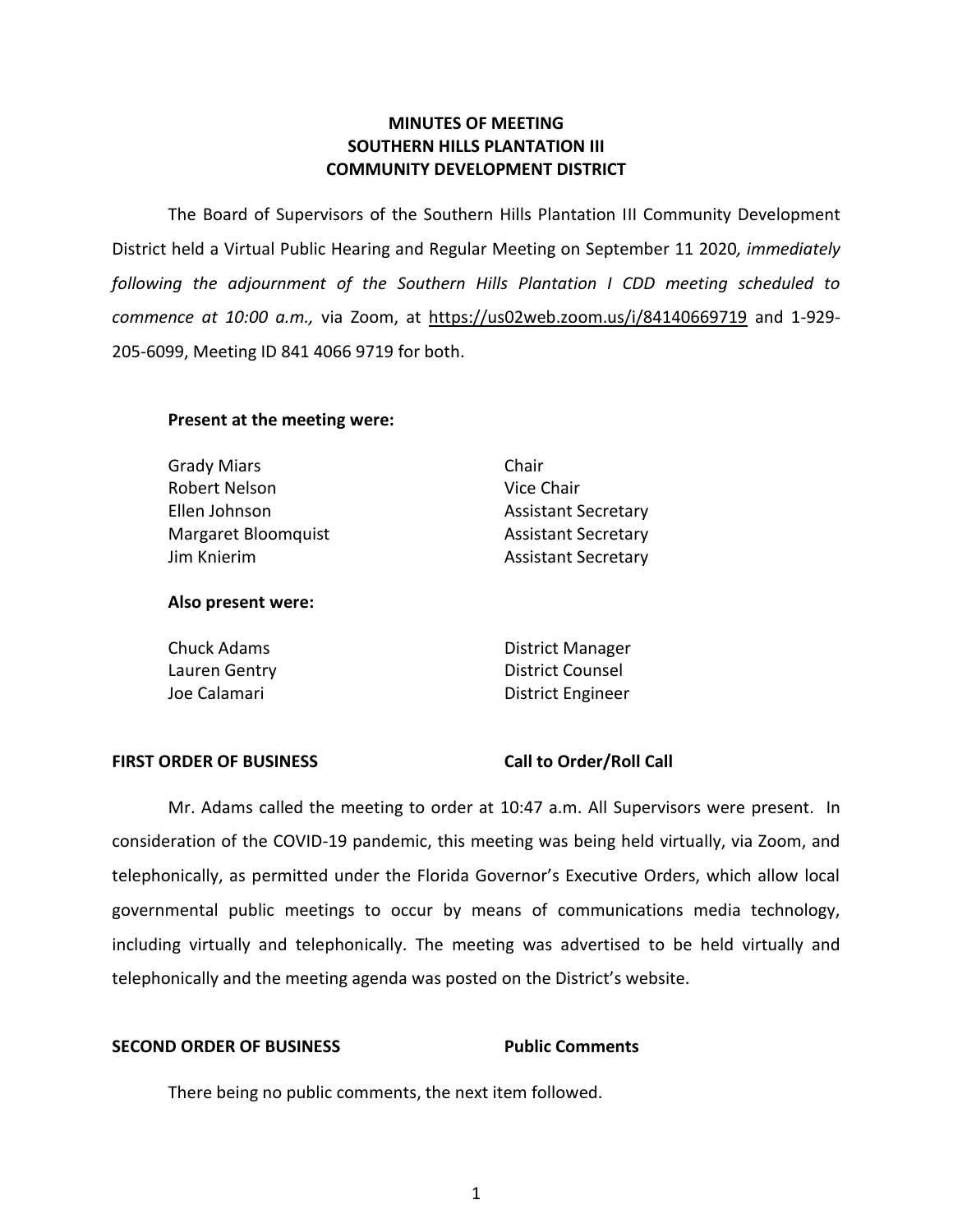# MINUTES OF MEETING
# SOUTHERN HILLS PLANTATION III
# COMMUNITY DEVELOPMENT DISTRICT

The Board of Supervisors of the Southern Hills Plantation III Community Development District held a Virtual Public Hearing and Regular Meeting on September 11 2020*, immediately following the adjournment of the Southern Hills Plantation I CDD meeting scheduled to commence at 10:00 a.m.,* via Zoom, at https://us02web.zoom.us/j/84140669719 and 1-929-205-6099, Meeting ID 841 4066 9719 for both.

**Present at the meeting were:**

| | |
|---|---|
| Grady Miars | Chair |
| Robert Nelson | Vice Chair |
| Ellen Johnson | Assistant Secretary |
| Margaret Bloomquist | Assistant Secretary |
| Jim Knierim | Assistant Secretary |

**Also present were:**

| | |
|---|---|
| Chuck Adams | District Manager |
| Lauren Gentry | District Counsel |
| Joe Calamari | District Engineer |

**FIRST ORDER OF BUSINESS** **Call to Order/Roll Call**

Mr. Adams called the meeting to order at 10:47 a.m. All Supervisors were present. In consideration of the COVID-19 pandemic, this meeting was being held virtually, via Zoom, and telephonically, as permitted under the Florida Governor's Executive Orders, which allow local governmental public meetings to occur by means of communications media technology, including virtually and telephonically. The meeting was advertised to be held virtually and telephonically and the meeting agenda was posted on the District's website.

**SECOND ORDER OF BUSINESS** **Public Comments**

There being no public comments, the next item followed.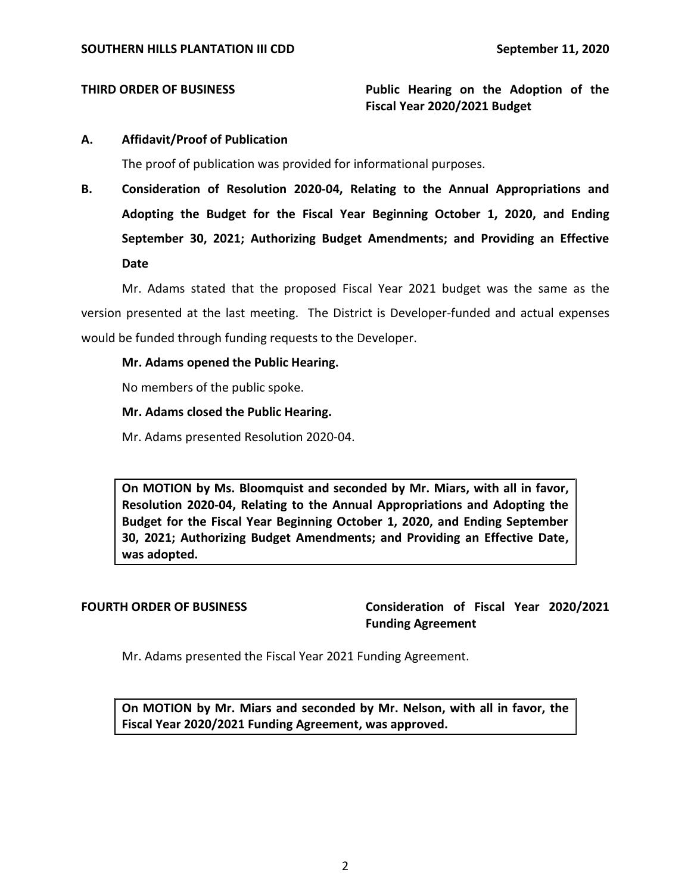**THIRD ORDER OF BUSINESS** **Public Hearing on the Adoption of the Fiscal Year 2020/2021 Budget**

**A. Affidavit/Proof of Publication**

The proof of publication was provided for informational purposes.

**B. Consideration of Resolution 2020-04, Relating to the Annual Appropriations and Adopting the Budget for the Fiscal Year Beginning October 1, 2020, and Ending September 30, 2021; Authorizing Budget Amendments; and Providing an Effective Date**

Mr. Adams stated that the proposed Fiscal Year 2021 budget was the same as the version presented at the last meeting. The District is Developer-funded and actual expenses would be funded through funding requests to the Developer.

**Mr. Adams opened the Public Hearing.**

No members of the public spoke.

**Mr. Adams closed the Public Hearing.**

Mr. Adams presented Resolution 2020-04.

> **On MOTION by Ms. Bloomquist and seconded by Mr. Miars, with all in favor, Resolution 2020-04, Relating to the Annual Appropriations and Adopting the Budget for the Fiscal Year Beginning October 1, 2020, and Ending September 30, 2021; Authorizing Budget Amendments; and Providing an Effective Date, was adopted.**

**FOURTH ORDER OF BUSINESS** **Consideration of Fiscal Year 2020/2021 Funding Agreement**

Mr. Adams presented the Fiscal Year 2021 Funding Agreement.

> **On MOTION by Mr. Miars and seconded by Mr. Nelson, with all in favor, the Fiscal Year 2020/2021 Funding Agreement, was approved.**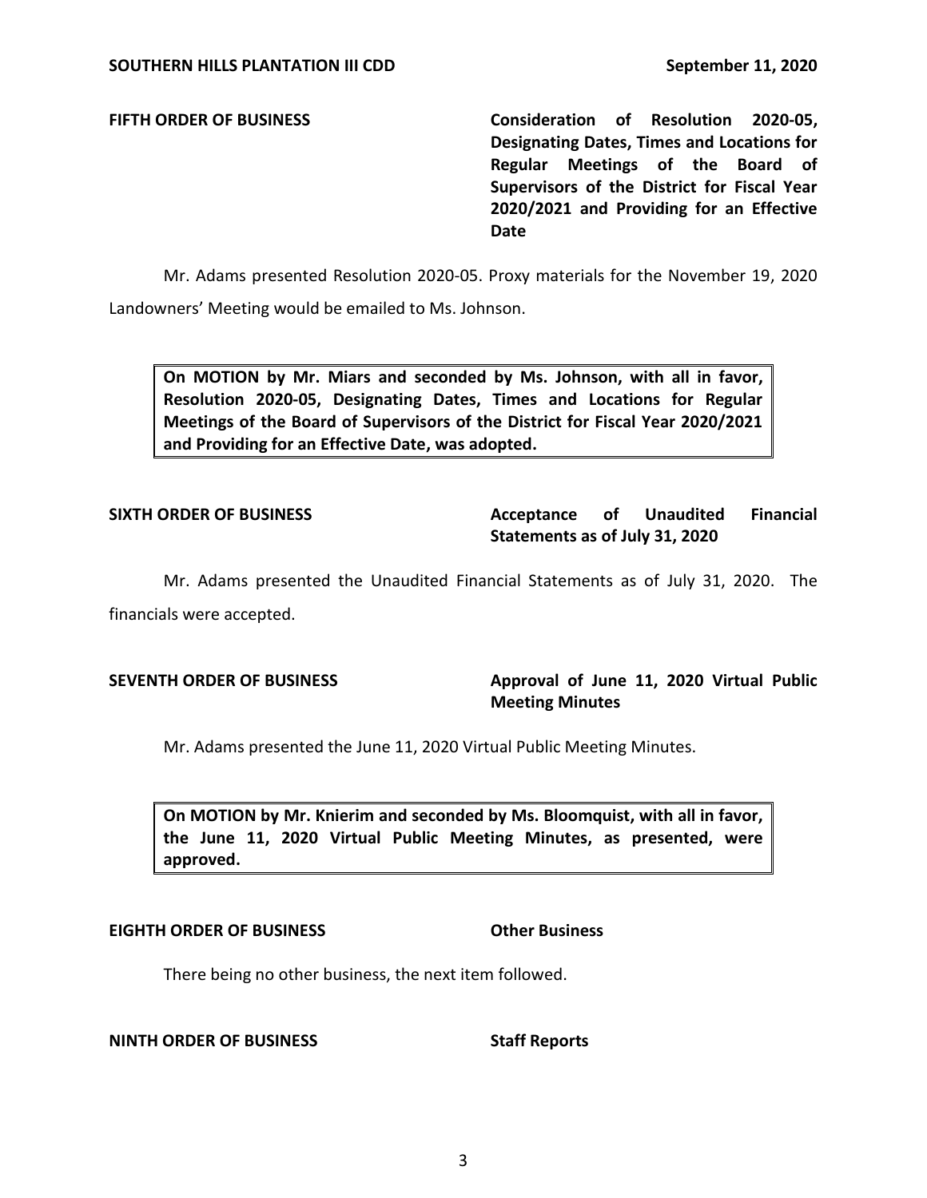**FIFTH ORDER OF BUSINESS** **Consideration of Resolution 2020-05, Designating Dates, Times and Locations for Regular Meetings of the Board of Supervisors of the District for Fiscal Year 2020/2021 and Providing for an Effective Date**

Mr. Adams presented Resolution 2020-05. Proxy materials for the November 19, 2020 Landowners' Meeting would be emailed to Ms. Johnson.

> **On MOTION by Mr. Miars and seconded by Ms. Johnson, with all in favor, Resolution 2020-05, Designating Dates, Times and Locations for Regular Meetings of the Board of Supervisors of the District for Fiscal Year 2020/2021 and Providing for an Effective Date, was adopted.**

**SIXTH ORDER OF BUSINESS** **Acceptance of Unaudited Financial Statements as of July 31, 2020**

Mr. Adams presented the Unaudited Financial Statements as of July 31, 2020. The financials were accepted.

**SEVENTH ORDER OF BUSINESS** **Approval of June 11, 2020 Virtual Public Meeting Minutes**

Mr. Adams presented the June 11, 2020 Virtual Public Meeting Minutes.

> **On MOTION by Mr. Knierim and seconded by Ms. Bloomquist, with all in favor, the June 11, 2020 Virtual Public Meeting Minutes, as presented, were approved.**

**EIGHTH ORDER OF BUSINESS** **Other Business**

There being no other business, the next item followed.

**NINTH ORDER OF BUSINESS** **Staff Reports**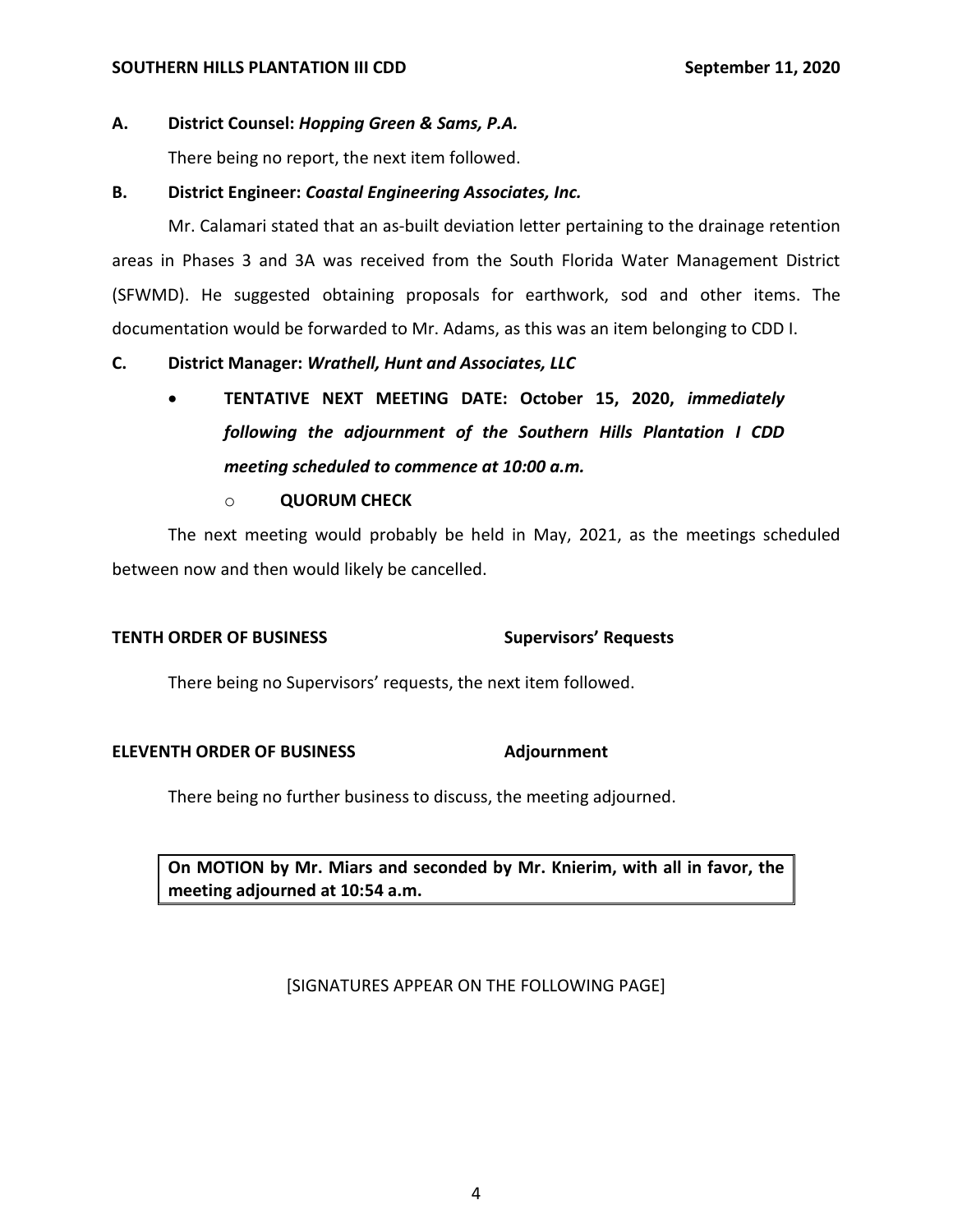**A. District Counsel: *Hopping Green & Sams, P.A.***

There being no report, the next item followed.

**B. District Engineer: *Coastal Engineering Associates, Inc.***

Mr. Calamari stated that an as-built deviation letter pertaining to the drainage retention areas in Phases 3 and 3A was received from the South Florida Water Management District (SFWMD). He suggested obtaining proposals for earthwork, sod and other items. The documentation would be forwarded to Mr. Adams, as this was an item belonging to CDD I.

**C. District Manager: *Wrathell, Hunt and Associates, LLC***

- **TENTATIVE NEXT MEETING DATE: October 15, 2020, *immediately following the adjournment of the Southern Hills Plantation I CDD meeting scheduled to commence at 10:00 a.m.***
  - **QUORUM CHECK**

The next meeting would probably be held in May, 2021, as the meetings scheduled between now and then would likely be cancelled.

**TENTH ORDER OF BUSINESS Supervisors' Requests**

There being no Supervisors' requests, the next item followed.

**ELEVENTH ORDER OF BUSINESS Adjournment**

There being no further business to discuss, the meeting adjourned.

**On MOTION by Mr. Miars and seconded by Mr. Knierim, with all in favor, the meeting adjourned at 10:54 a.m.**

[SIGNATURES APPEAR ON THE FOLLOWING PAGE]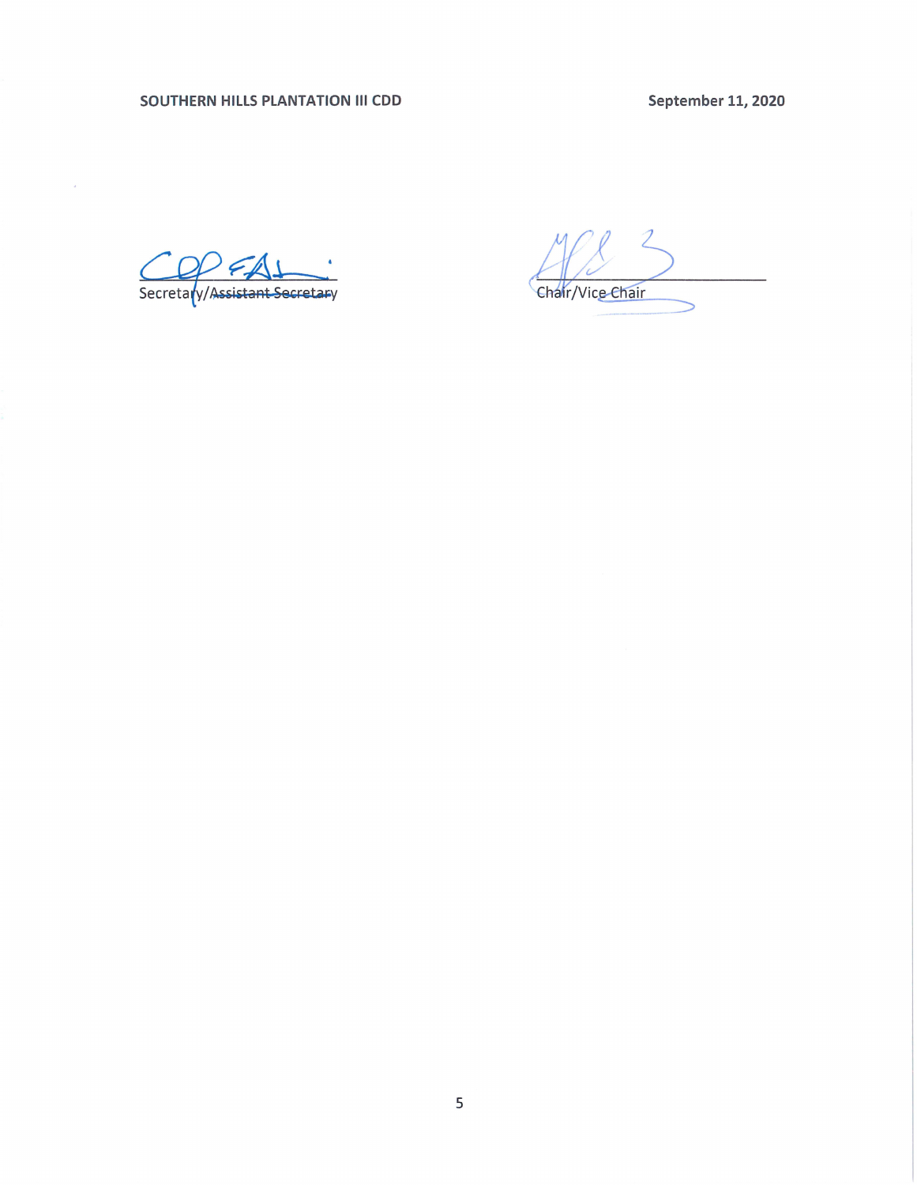___________________________
Secretary/~~Assistant Secretary~~

___________________________
Chair/~~Vice Chair~~